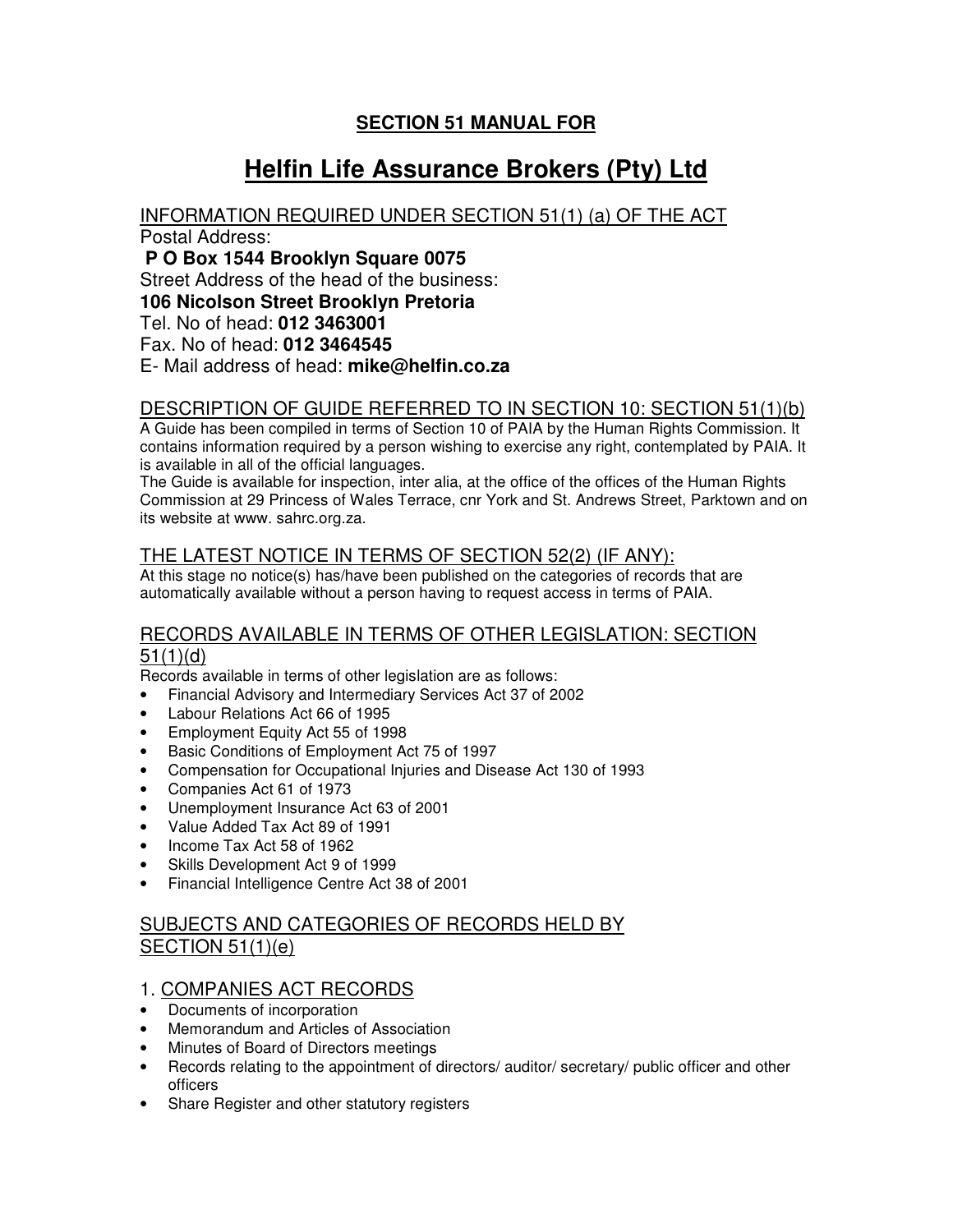## SECTION 51 MANUAL FOR

# Helfin Life Assurance Brokers (Pty) Ltd

### INFORMATION REQUIRED UNDER SECTION 51(1) (a) OF THE ACT

Postal Address:

**P O Box 1544 Brooklyn Square 0075**

Street Address of the head of the business:

**106 Nicolson Street Brooklyn Pretoria**

Tel. No of head: **012 3463001**

Fax. No of head: **012 3464545**

E- Mail address of head: **mike@helfin.co.za**

### DESCRIPTION OF GUIDE REFERRED TO IN SECTION 10: SECTION 51(1)(b)

A Guide has been compiled in terms of Section 10 of PAIA by the Human Rights Commission. It contains information required by a person wishing to exercise any right, contemplated by PAIA. It is available in all of the official languages.

The Guide is available for inspection, inter alia, at the office of the offices of the Human Rights Commission at 29 Princess of Wales Terrace, cnr York and St. Andrews Street, Parktown and on its website at www. sahrc.org.za.

### THE LATEST NOTICE IN TERMS OF SECTION 52(2) (IF ANY):

At this stage no notice(s) has/have been published on the categories of records that are automatically available without a person having to request access in terms of PAIA.

### RECORDS AVAILABLE IN TERMS OF OTHER LEGISLATION: SECTION 51(1)(d)

Records available in terms of other legislation are as follows:

- Financial Advisory and Intermediary Services Act 37 of 2002
- Labour Relations Act 66 of 1995
- Employment Equity Act 55 of 1998
- Basic Conditions of Employment Act 75 of 1997
- Compensation for Occupational Injuries and Disease Act 130 of 1993
- Companies Act 61 of 1973
- Unemployment Insurance Act 63 of 2001
- Value Added Tax Act 89 of 1991
- Income Tax Act 58 of 1962
- Skills Development Act 9 of 1999
- Financial Intelligence Centre Act 38 of 2001

### SUBJECTS AND CATEGORIES OF RECORDS HELD BY SECTION 51(1)(e)

### 1. COMPANIES ACT RECORDS

- Documents of incorporation
- Memorandum and Articles of Association
- Minutes of Board of Directors meetings
- Records relating to the appointment of directors/ auditor/ secretary/ public officer and other officers
- Share Register and other statutory registers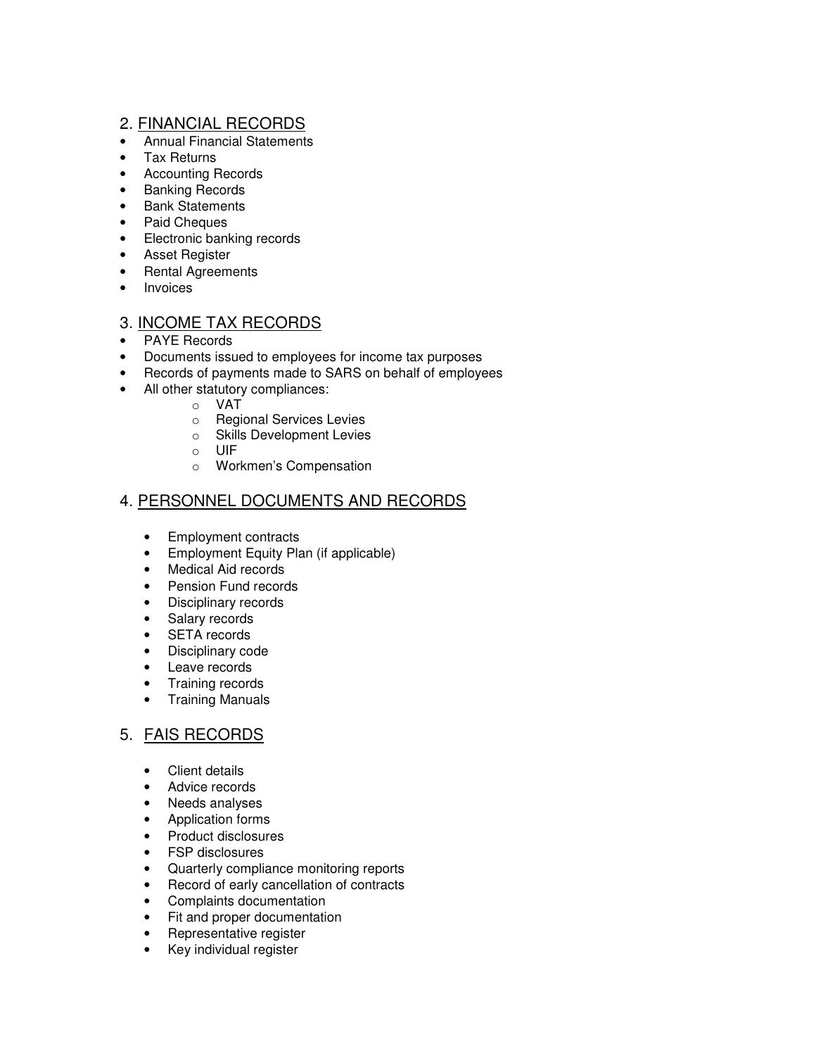## 2. FINANCIAL RECORDS

- Annual Financial Statements
- Tax Returns
- Accounting Records
- Banking Records
- Bank Statements
- Paid Cheques
- Electronic banking records
- Asset Register
- Rental Agreements
- Invoices

## 3. INCOME TAX RECORDS

- PAYE Records
- Documents issued to employees for income tax purposes
- Records of payments made to SARS on behalf of employees
- All other statutory compliances:
  - VAT
  - Regional Services Levies
  - Skills Development Levies
  - UIF
  - Workmen's Compensation

## 4. PERSONNEL DOCUMENTS AND RECORDS

- Employment contracts
- Employment Equity Plan (if applicable)
- Medical Aid records
- Pension Fund records
- Disciplinary records
- Salary records
- SETA records
- Disciplinary code
- Leave records
- Training records
- Training Manuals

## 5. FAIS RECORDS

- Client details
- Advice records
- Needs analyses
- Application forms
- Product disclosures
- FSP disclosures
- Quarterly compliance monitoring reports
- Record of early cancellation of contracts
- Complaints documentation
- Fit and proper documentation
- Representative register
- Key individual register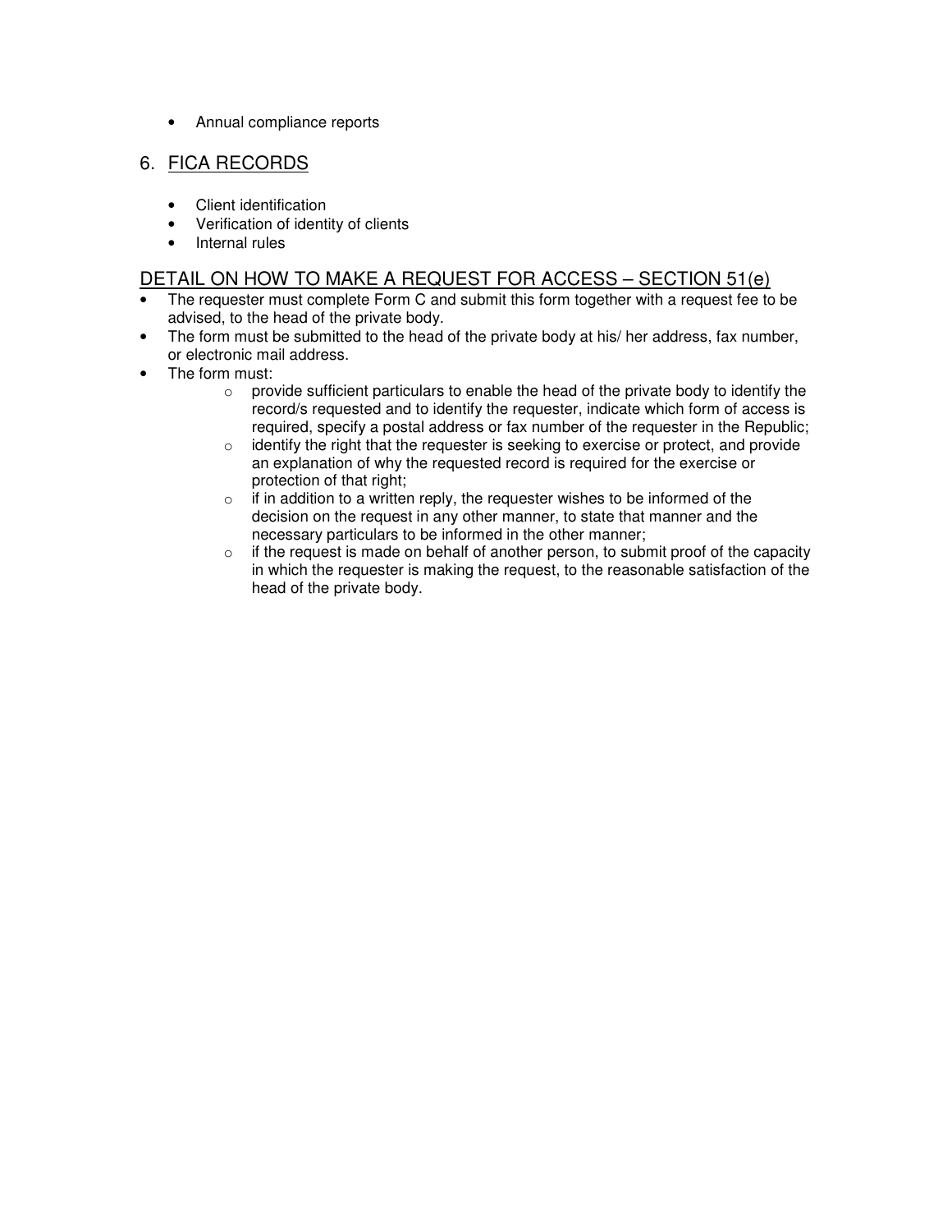- Annual compliance reports

## 6. FICA RECORDS

- Client identification
- Verification of identity of clients
- Internal rules

## DETAIL ON HOW TO MAKE A REQUEST FOR ACCESS – SECTION 51(e)

- The requester must complete Form C and submit this form together with a request fee to be advised, to the head of the private body.
- The form must be submitted to the head of the private body at his/ her address, fax number, or electronic mail address.
- The form must:
  - provide sufficient particulars to enable the head of the private body to identify the record/s requested and to identify the requester, indicate which form of access is required, specify a postal address or fax number of the requester in the Republic;
  - identify the right that the requester is seeking to exercise or protect, and provide an explanation of why the requested record is required for the exercise or protection of that right;
  - if in addition to a written reply, the requester wishes to be informed of the decision on the request in any other manner, to state that manner and the necessary particulars to be informed in the other manner;
  - if the request is made on behalf of another person, to submit proof of the capacity in which the requester is making the request, to the reasonable satisfaction of the head of the private body.